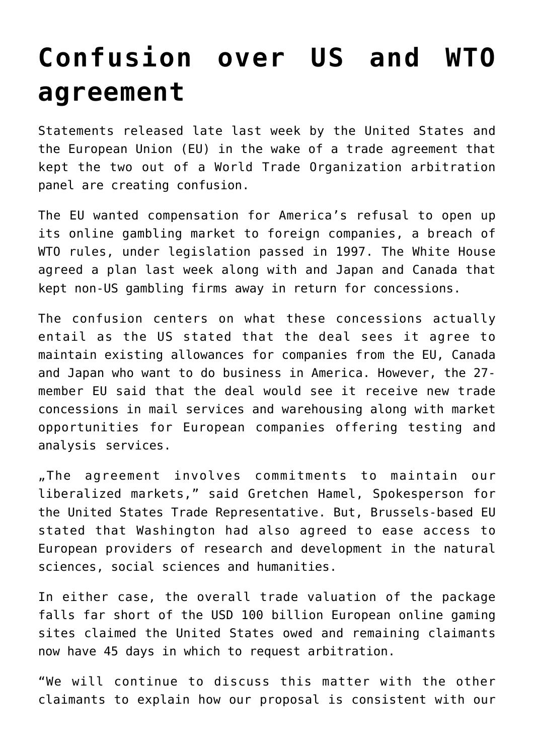# Confusion over US and WTO agreement

Statements released late last week by the United States and the European Union (EU) in the wake of a trade agreement that kept the two out of a World Trade Organization arbitration panel are creating confusion.

The EU wanted compensation for America's refusal to open up its online gambling market to foreign companies, a breach of WTO rules, under legislation passed in 1997. The White House agreed a plan last week along with and Japan and Canada that kept non-US gambling firms away in return for concessions.

The confusion centers on what these concessions actually entail as the US stated that the deal sees it agree to maintain existing allowances for companies from the EU, Canada and Japan who want to do business in America. However, the 27-member EU said that the deal would see it receive new trade concessions in mail services and warehousing along with market opportunities for European companies offering testing and analysis services.

„The agreement involves commitments to maintain our liberalized markets," said Gretchen Hamel, Spokesperson for the United States Trade Representative. But, Brussels-based EU stated that Washington had also agreed to ease access to European providers of research and development in the natural sciences, social sciences and humanities.

In either case, the overall trade valuation of the package falls far short of the USD 100 billion European online gaming sites claimed the United States owed and remaining claimants now have 45 days in which to request arbitration.

"We will continue to discuss this matter with the other claimants to explain how our proposal is consistent with our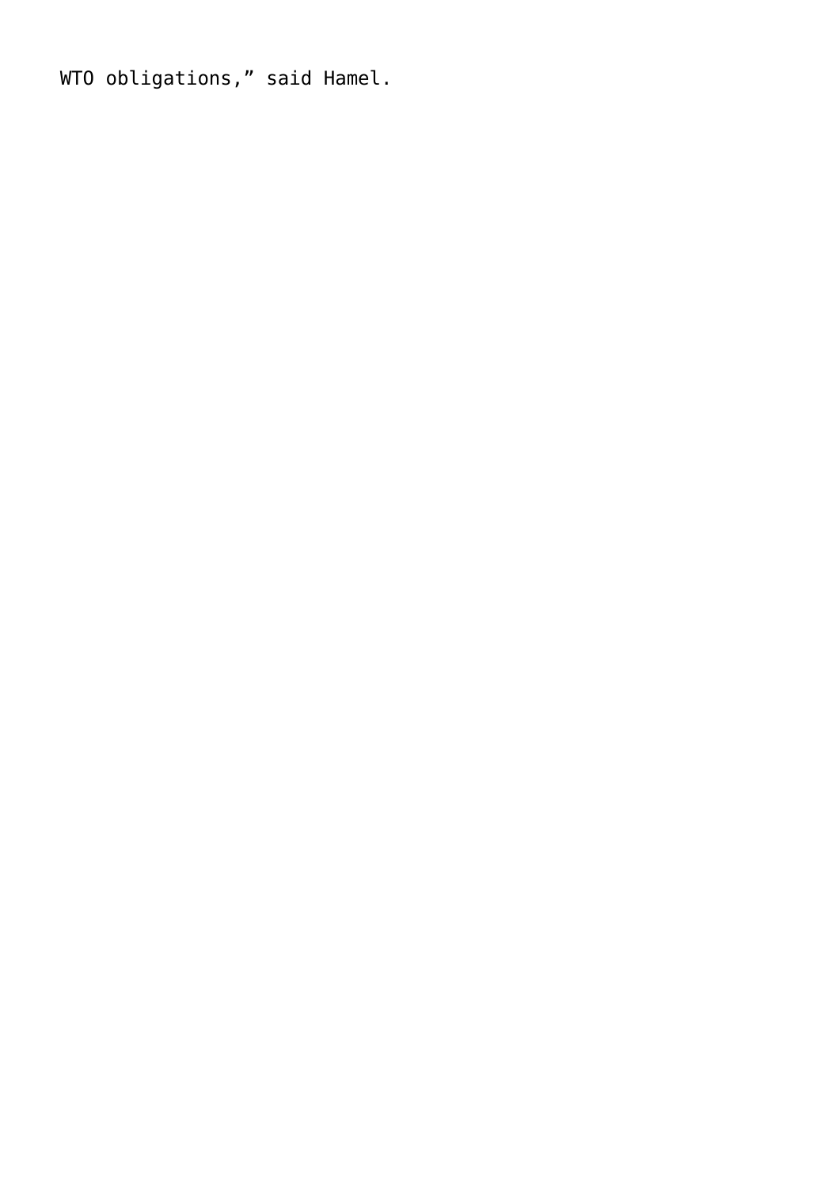WTO obligations,” said Hamel.